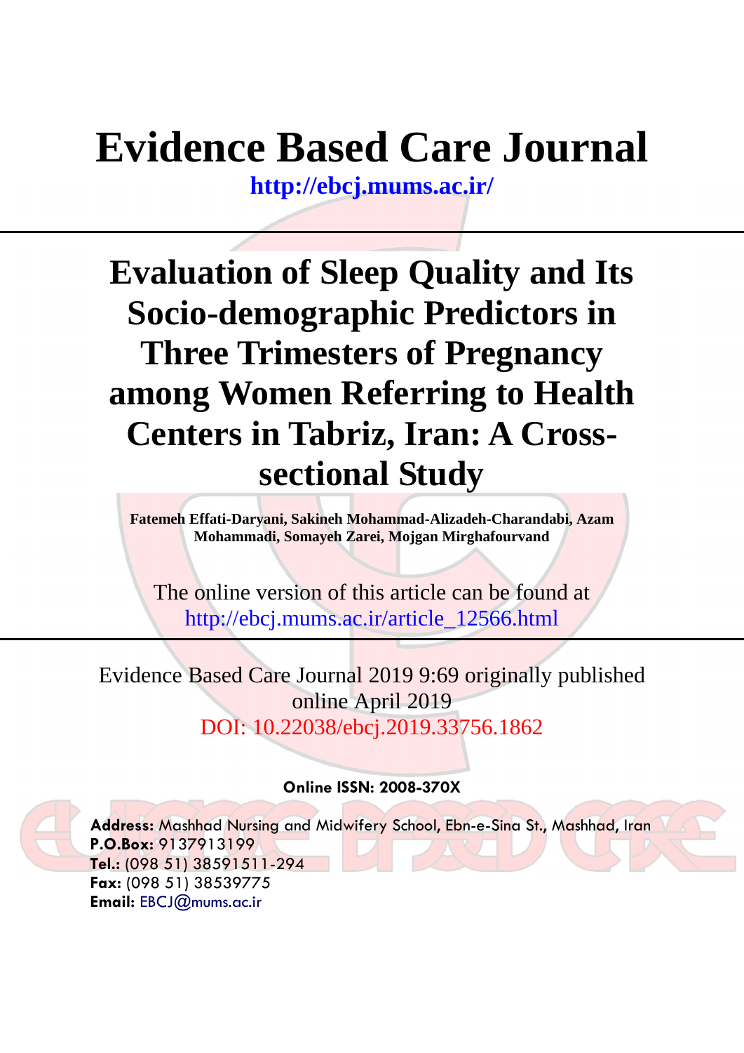# Evidence Based Care Journal

**http://ebcj.mums.ac.ir/**

---

# Evaluation of Sleep Quality and Its Socio-demographic Predictors in Three Trimesters of Pregnancy among Women Referring to Health Centers in Tabriz, Iran: A Cross-sectional Study

**Fatemeh Effati-Daryani, Sakineh Mohammad-Alizadeh-Charandabi, Azam Mohammadi, Somayeh Zarei, Mojgan Mirghafourvand**

The online version of this article can be found at
http://ebcj.mums.ac.ir/article_12566.html

---

Evidence Based Care Journal 2019 9:69 originally published online April 2019
DOI: 10.22038/ebcj.2019.33756.1862

**Online ISSN: 2008-370X**

**Address:** Mashhad Nursing and Midwifery School, Ebn-e-Sina St., Mashhad, Iran
**P.O.Box:** 9137913199
**Tel.:** (098 51) 38591511-294
**Fax:** (098 51) 38539775
**Email:** EBCJ@mums.ac.ir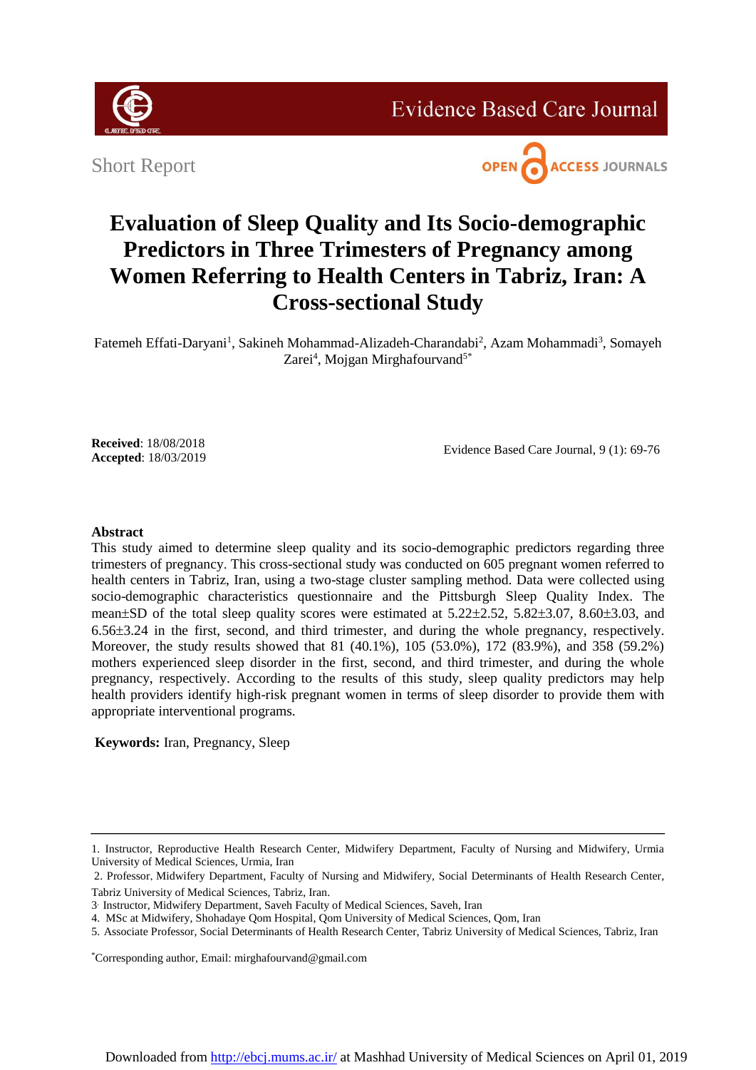Short Report

# Evaluation of Sleep Quality and Its Socio-demographic Predictors in Three Trimesters of Pregnancy among Women Referring to Health Centers in Tabriz, Iran: A Cross-sectional Study

Fatemeh Effati-Daryani[1], Sakineh Mohammad-Alizadeh-Charandabi[2], Azam Mohammadi[3], Somayeh Zarei[4], Mojgan Mirghafourvand[5*]

**Received**: 18/08/2018
**Accepted**: 18/03/2019

Evidence Based Care Journal, 9 (1): 69-76

**Abstract**

This study aimed to determine sleep quality and its socio-demographic predictors regarding three trimesters of pregnancy. This cross-sectional study was conducted on 605 pregnant women referred to health centers in Tabriz, Iran, using a two-stage cluster sampling method. Data were collected using socio-demographic characteristics questionnaire and the Pittsburgh Sleep Quality Index. The mean±SD of the total sleep quality scores were estimated at 5.22±2.52, 5.82±3.07, 8.60±3.03, and 6.56±3.24 in the first, second, and third trimester, and during the whole pregnancy, respectively. Moreover, the study results showed that 81 (40.1%), 105 (53.0%), 172 (83.9%), and 358 (59.2%) mothers experienced sleep disorder in the first, second, and third trimester, and during the whole pregnancy, respectively. According to the results of this study, sleep quality predictors may help health providers identify high-risk pregnant women in terms of sleep disorder to provide them with appropriate interventional programs.

**Keywords:** Iran, Pregnancy, Sleep

---

1. Instructor, Reproductive Health Research Center, Midwifery Department, Faculty of Nursing and Midwifery, Urmia University of Medical Sciences, Urmia, Iran
2. Professor, Midwifery Department, Faculty of Nursing and Midwifery, Social Determinants of Health Research Center, Tabriz University of Medical Sciences, Tabriz, Iran.
3. Instructor, Midwifery Department, Saveh Faculty of Medical Sciences, Saveh, Iran
4. MSc at Midwifery, Shohadaye Qom Hospital, Qom University of Medical Sciences, Qom, Iran
5. Associate Professor, Social Determinants of Health Research Center, Tabriz University of Medical Sciences, Tabriz, Iran

*Corresponding author, Email: mirghafourvand@gmail.com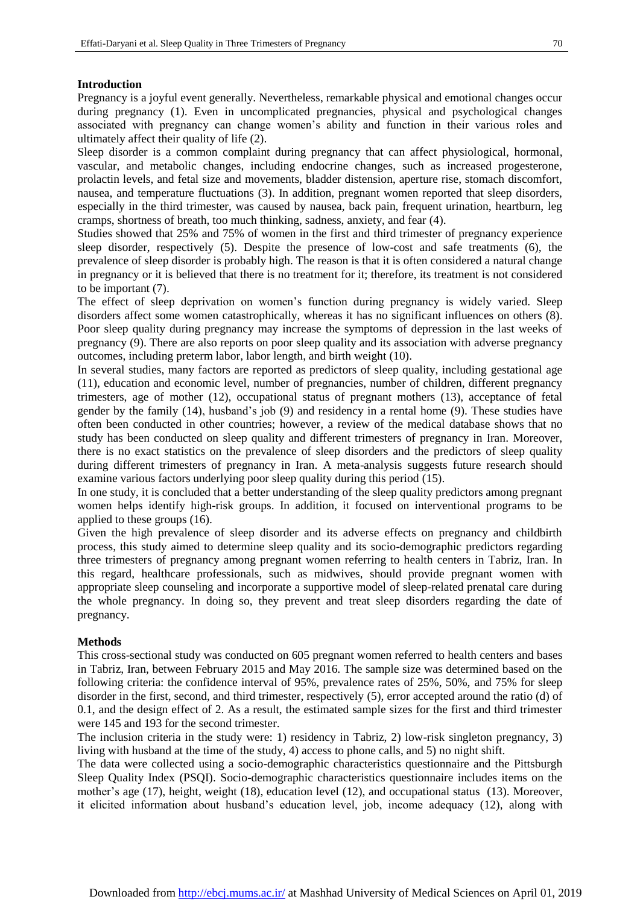## Introduction

Pregnancy is a joyful event generally. Nevertheless, remarkable physical and emotional changes occur during pregnancy (1). Even in uncomplicated pregnancies, physical and psychological changes associated with pregnancy can change women's ability and function in their various roles and ultimately affect their quality of life (2).

Sleep disorder is a common complaint during pregnancy that can affect physiological, hormonal, vascular, and metabolic changes, including endocrine changes, such as increased progesterone, prolactin levels, and fetal size and movements, bladder distension, aperture rise, stomach discomfort, nausea, and temperature fluctuations (3). In addition, pregnant women reported that sleep disorders, especially in the third trimester, was caused by nausea, back pain, frequent urination, heartburn, leg cramps, shortness of breath, too much thinking, sadness, anxiety, and fear (4).

Studies showed that 25% and 75% of women in the first and third trimester of pregnancy experience sleep disorder, respectively (5). Despite the presence of low-cost and safe treatments (6), the prevalence of sleep disorder is probably high. The reason is that it is often considered a natural change in pregnancy or it is believed that there is no treatment for it; therefore, its treatment is not considered to be important (7).

The effect of sleep deprivation on women's function during pregnancy is widely varied. Sleep disorders affect some women catastrophically, whereas it has no significant influences on others (8). Poor sleep quality during pregnancy may increase the symptoms of depression in the last weeks of pregnancy (9). There are also reports on poor sleep quality and its association with adverse pregnancy outcomes, including preterm labor, labor length, and birth weight (10).

In several studies, many factors are reported as predictors of sleep quality, including gestational age (11), education and economic level, number of pregnancies, number of children, different pregnancy trimesters, age of mother (12), occupational status of pregnant mothers (13), acceptance of fetal gender by the family (14), husband's job (9) and residency in a rental home (9). These studies have often been conducted in other countries; however, a review of the medical database shows that no study has been conducted on sleep quality and different trimesters of pregnancy in Iran. Moreover, there is no exact statistics on the prevalence of sleep disorders and the predictors of sleep quality during different trimesters of pregnancy in Iran. A meta-analysis suggests future research should examine various factors underlying poor sleep quality during this period (15).

In one study, it is concluded that a better understanding of the sleep quality predictors among pregnant women helps identify high-risk groups. In addition, it focused on interventional programs to be applied to these groups (16).

Given the high prevalence of sleep disorder and its adverse effects on pregnancy and childbirth process, this study aimed to determine sleep quality and its socio-demographic predictors regarding three trimesters of pregnancy among pregnant women referring to health centers in Tabriz, Iran. In this regard, healthcare professionals, such as midwives, should provide pregnant women with appropriate sleep counseling and incorporate a supportive model of sleep-related prenatal care during the whole pregnancy. In doing so, they prevent and treat sleep disorders regarding the date of pregnancy.

## Methods

This cross-sectional study was conducted on 605 pregnant women referred to health centers and bases in Tabriz, Iran, between February 2015 and May 2016. The sample size was determined based on the following criteria: the confidence interval of 95%, prevalence rates of 25%, 50%, and 75% for sleep disorder in the first, second, and third trimester, respectively (5), error accepted around the ratio (d) of 0.1, and the design effect of 2. As a result, the estimated sample sizes for the first and third trimester were 145 and 193 for the second trimester.

The inclusion criteria in the study were: 1) residency in Tabriz, 2) low-risk singleton pregnancy, 3) living with husband at the time of the study, 4) access to phone calls, and 5) no night shift.

The data were collected using a socio-demographic characteristics questionnaire and the Pittsburgh Sleep Quality Index (PSQI). Socio-demographic characteristics questionnaire includes items on the mother's age (17), height, weight (18), education level (12), and occupational status (13). Moreover, it elicited information about husband's education level, job, income adequacy (12), along with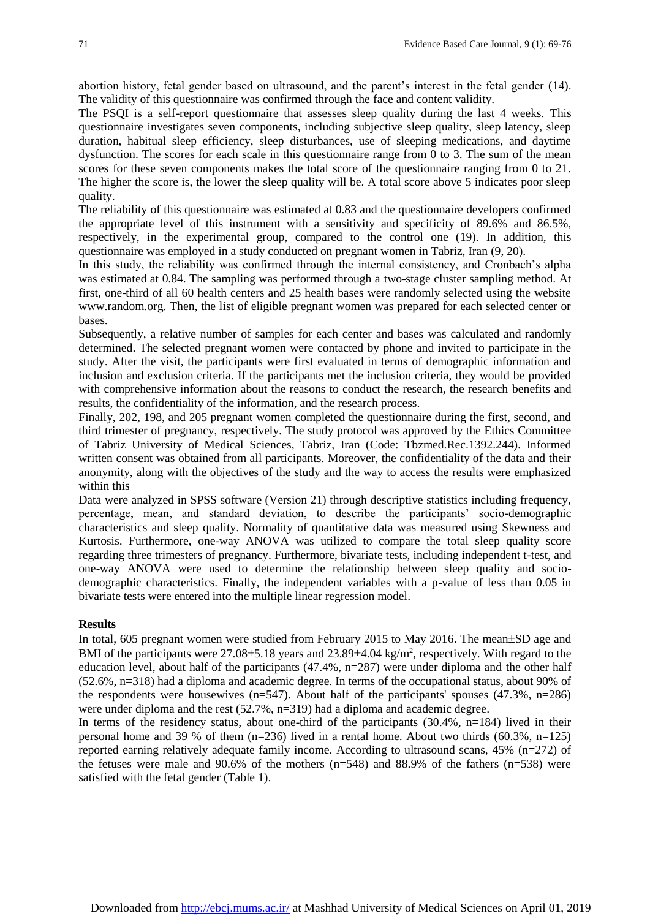abortion history, fetal gender based on ultrasound, and the parent's interest in the fetal gender (14). The validity of this questionnaire was confirmed through the face and content validity.

The PSQI is a self-report questionnaire that assesses sleep quality during the last 4 weeks. This questionnaire investigates seven components, including subjective sleep quality, sleep latency, sleep duration, habitual sleep efficiency, sleep disturbances, use of sleeping medications, and daytime dysfunction. The scores for each scale in this questionnaire range from 0 to 3. The sum of the mean scores for these seven components makes the total score of the questionnaire ranging from 0 to 21. The higher the score is, the lower the sleep quality will be. A total score above 5 indicates poor sleep quality.

The reliability of this questionnaire was estimated at 0.83 and the questionnaire developers confirmed the appropriate level of this instrument with a sensitivity and specificity of 89.6% and 86.5%, respectively, in the experimental group, compared to the control one (19). In addition, this questionnaire was employed in a study conducted on pregnant women in Tabriz, Iran (9, 20).

In this study, the reliability was confirmed through the internal consistency, and Cronbach's alpha was estimated at 0.84. The sampling was performed through a two-stage cluster sampling method. At first, one-third of all 60 health centers and 25 health bases were randomly selected using the website www.random.org. Then, the list of eligible pregnant women was prepared for each selected center or bases.

Subsequently, a relative number of samples for each center and bases was calculated and randomly determined. The selected pregnant women were contacted by phone and invited to participate in the study. After the visit, the participants were first evaluated in terms of demographic information and inclusion and exclusion criteria. If the participants met the inclusion criteria, they would be provided with comprehensive information about the reasons to conduct the research, the research benefits and results, the confidentiality of the information, and the research process.

Finally, 202, 198, and 205 pregnant women completed the questionnaire during the first, second, and third trimester of pregnancy, respectively. The study protocol was approved by the Ethics Committee of Tabriz University of Medical Sciences, Tabriz, Iran (Code: Tbzmed.Rec.1392.244). Informed written consent was obtained from all participants. Moreover, the confidentiality of the data and their anonymity, along with the objectives of the study and the way to access the results were emphasized within this

Data were analyzed in SPSS software (Version 21) through descriptive statistics including frequency, percentage, mean, and standard deviation, to describe the participants' socio-demographic characteristics and sleep quality. Normality of quantitative data was measured using Skewness and Kurtosis. Furthermore, one-way ANOVA was utilized to compare the total sleep quality score regarding three trimesters of pregnancy. Furthermore, bivariate tests, including independent t-test, and one-way ANOVA were used to determine the relationship between sleep quality and socio-demographic characteristics. Finally, the independent variables with a p-value of less than 0.05 in bivariate tests were entered into the multiple linear regression model.

**Results**

In total, 605 pregnant women were studied from February 2015 to May 2016. The mean±SD age and BMI of the participants were 27.08±5.18 years and 23.89±4.04 kg/m$^2$, respectively. With regard to the education level, about half of the participants (47.4%, n=287) were under diploma and the other half (52.6%, n=318) had a diploma and academic degree. In terms of the occupational status, about 90% of the respondents were housewives (n=547). About half of the participants' spouses (47.3%, n=286) were under diploma and the rest (52.7%, n=319) had a diploma and academic degree.

In terms of the residency status, about one-third of the participants (30.4%, n=184) lived in their personal home and 39 % of them (n=236) lived in a rental home. About two thirds (60.3%, n=125) reported earning relatively adequate family income. According to ultrasound scans, 45% (n=272) of the fetuses were male and 90.6% of the mothers (n=548) and 88.9% of the fathers (n=538) were satisfied with the fetal gender (Table 1).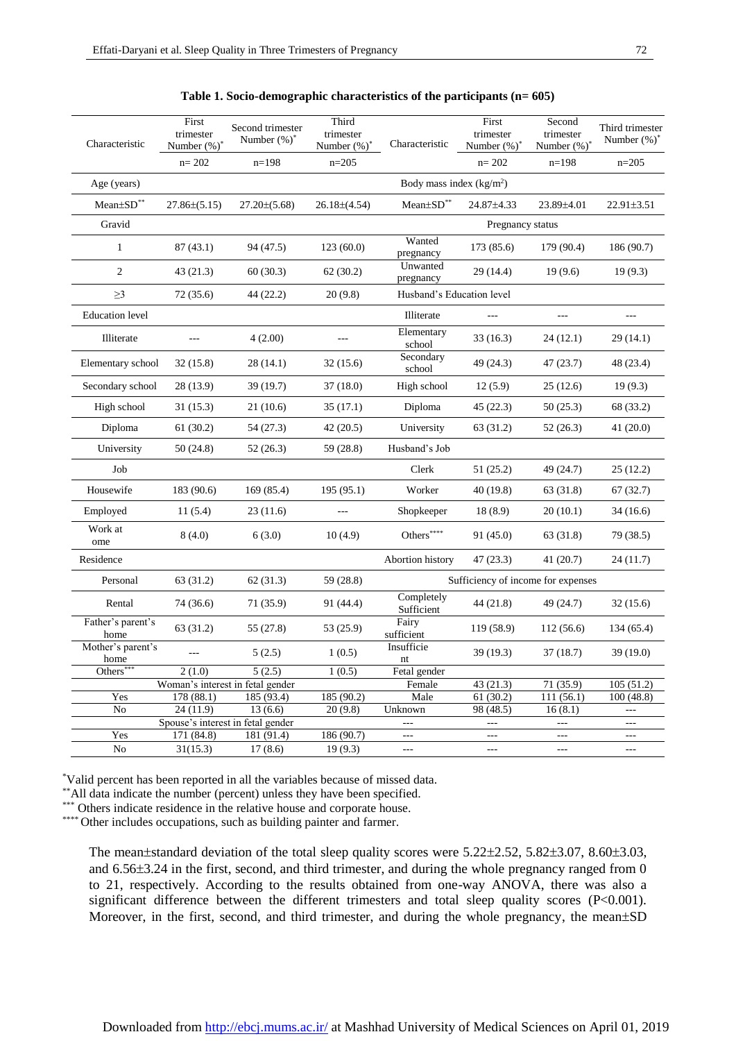**Table 1. Socio-demographic characteristics of the participants (n= 605)**

| Characteristic | First trimester Number (%)* | Second trimester Number (%)* | Third trimester Number (%)* | Characteristic | First trimester Number (%)* | Second trimester Number (%)* | Third trimester Number (%)* |
|---|---|---|---|---|---|---|---|
| | n= 202 | n=198 | n=205 | | n= 202 | n=198 | n=205 |
| Age (years) | | | | Body mass index (kg/m$^2$) | | | |
| Mean±SD** | 27.86±(5.15) | 27.20±(5.68) | 26.18±(4.54) | Mean±SD** | 24.87±4.33 | 23.89±4.01 | 22.91±3.51 |
| Gravid | | | | Pregnancy status | | | |
| 1 | 87 (43.1) | 94 (47.5) | 123 (60.0) | Wanted pregnancy | 173 (85.6) | 179 (90.4) | 186 (90.7) |
| 2 | 43 (21.3) | 60 (30.3) | 62 (30.2) | Unwanted pregnancy | 29 (14.4) | 19 (9.6) | 19 (9.3) |
| ≥3 | 72 (35.6) | 44 (22.2) | 20 (9.8) | Husband's Education level | | | |
| Education level | | | | Illiterate | --- | --- | --- |
| Illiterate | --- | 4 (2.00) | --- | Elementary school | 33 (16.3) | 24 (12.1) | 29 (14.1) |
| Elementary school | 32 (15.8) | 28 (14.1) | 32 (15.6) | Secondary school | 49 (24.3) | 47 (23.7) | 48 (23.4) |
| Secondary school | 28 (13.9) | 39 (19.7) | 37 (18.0) | High school | 12 (5.9) | 25 (12.6) | 19 (9.3) |
| High school | 31 (15.3) | 21 (10.6) | 35 (17.1) | Diploma | 45 (22.3) | 50 (25.3) | 68 (33.2) |
| Diploma | 61 (30.2) | 54 (27.3) | 42 (20.5) | University | 63 (31.2) | 52 (26.3) | 41 (20.0) |
| University | 50 (24.8) | 52 (26.3) | 59 (28.8) | Husband's Job | | | |
| Job | | | | Clerk | 51 (25.2) | 49 (24.7) | 25 (12.2) |
| Housewife | 183 (90.6) | 169 (85.4) | 195 (95.1) | Worker | 40 (19.8) | 63 (31.8) | 67 (32.7) |
| Employed | 11 (5.4) | 23 (11.6) | --- | Shopkeeper | 18 (8.9) | 20 (10.1) | 34 (16.6) |
| Work at ome | 8 (4.0) | 6 (3.0) | 10 (4.9) | Others**** | 91 (45.0) | 63 (31.8) | 79 (38.5) |
| Residence | | | | Abortion history | 47 (23.3) | 41 (20.7) | 24 (11.7) |
| Personal | 63 (31.2) | 62 (31.3) | 59 (28.8) | Sufficiency of income for expenses | | | |
| Rental | 74 (36.6) | 71 (35.9) | 91 (44.4) | Completely Sufficient | 44 (21.8) | 49 (24.7) | 32 (15.6) |
| Father's parent's home | 63 (31.2) | 55 (27.8) | 53 (25.9) | Fairy sufficient | 119 (58.9) | 112 (56.6) | 134 (65.4) |
| Mother's parent's home | --- | 5 (2.5) | 1 (0.5) | Insufficient | 39 (19.3) | 37 (18.7) | 39 (19.0) |
| Others*** | 2 (1.0) | 5 (2.5) | 1 (0.5) | Fetal gender | | | |
| Woman's interest in fetal gender | | | | Female | 43 (21.3) | 71 (35.9) | 105 (51.2) |
| Yes | 178 (88.1) | 185 (93.4) | 185 (90.2) | Male | 61 (30.2) | 111 (56.1) | 100 (48.8) |
| No | 24 (11.9) | 13 (6.6) | 20 (9.8) | Unknown | 98 (48.5) | 16 (8.1) | --- |
| Spouse's interest in fetal gender | | | | --- | --- | --- | --- |
| Yes | 171 (84.8) | 181 (91.4) | 186 (90.7) | --- | --- | --- | --- |
| No | 31(15.3) | 17 (8.6) | 19 (9.3) | --- | --- | --- | --- |

*Valid percent has been reported in all the variables because of missed data.
**All data indicate the number (percent) unless they have been specified.
*** Others indicate residence in the relative house and corporate house.
**** Other includes occupations, such as building painter and farmer.

The mean±standard deviation of the total sleep quality scores were 5.22±2.52, 5.82±3.07, 8.60±3.03, and 6.56±3.24 in the first, second, and third trimester, and during the whole pregnancy ranged from 0 to 21, respectively. According to the results obtained from one-way ANOVA, there was also a significant difference between the different trimesters and total sleep quality scores ($P<0.001$). Moreover, in the first, second, and third trimester, and during the whole pregnancy, the mean±SD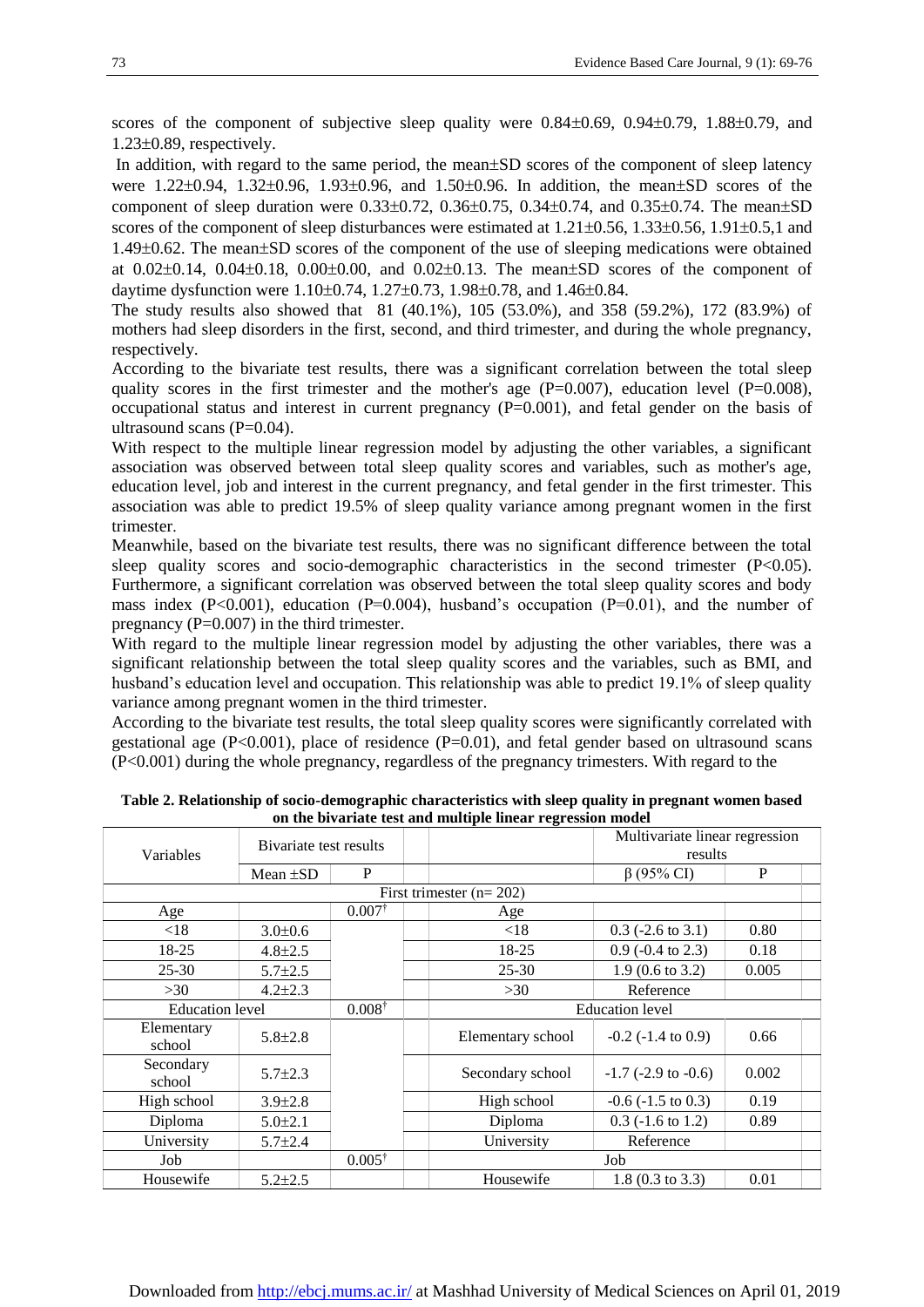scores of the component of subjective sleep quality were 0.84±0.69, 0.94±0.79, 1.88±0.79, and 1.23±0.89, respectively.

In addition, with regard to the same period, the mean±SD scores of the component of sleep latency were 1.22±0.94, 1.32±0.96, 1.93±0.96, and 1.50±0.96. In addition, the mean±SD scores of the component of sleep duration were 0.33±0.72, 0.36±0.75, 0.34±0.74, and 0.35±0.74. The mean±SD scores of the component of sleep disturbances were estimated at 1.21±0.56, 1.33±0.56, 1.91±0.5,1 and 1.49±0.62. The mean±SD scores of the component of the use of sleeping medications were obtained at 0.02±0.14, 0.04±0.18, 0.00±0.00, and 0.02±0.13. The mean±SD scores of the component of daytime dysfunction were 1.10±0.74, 1.27±0.73, 1.98±0.78, and 1.46±0.84.

The study results also showed that 81 (40.1%), 105 (53.0%), and 358 (59.2%), 172 (83.9%) of mothers had sleep disorders in the first, second, and third trimester, and during the whole pregnancy, respectively.

According to the bivariate test results, there was a significant correlation between the total sleep quality scores in the first trimester and the mother's age (P=0.007), education level (P=0.008), occupational status and interest in current pregnancy (P=0.001), and fetal gender on the basis of ultrasound scans (P=0.04).

With respect to the multiple linear regression model by adjusting the other variables, a significant association was observed between total sleep quality scores and variables, such as mother's age, education level, job and interest in the current pregnancy, and fetal gender in the first trimester. This association was able to predict 19.5% of sleep quality variance among pregnant women in the first trimester.

Meanwhile, based on the bivariate test results, there was no significant difference between the total sleep quality scores and socio-demographic characteristics in the second trimester (P<0.05). Furthermore, a significant correlation was observed between the total sleep quality scores and body mass index (P<0.001), education (P=0.004), husband's occupation (P=0.01), and the number of pregnancy (P=0.007) in the third trimester.

With regard to the multiple linear regression model by adjusting the other variables, there was a significant relationship between the total sleep quality scores and the variables, such as BMI, and husband's education level and occupation. This relationship was able to predict 19.1% of sleep quality variance among pregnant women in the third trimester.

According to the bivariate test results, the total sleep quality scores were significantly correlated with gestational age (P<0.001), place of residence (P=0.01), and fetal gender based on ultrasound scans (P<0.001) during the whole pregnancy, regardless of the pregnancy trimesters. With regard to the

**Table 2. Relationship of socio-demographic characteristics with sleep quality in pregnant women based on the bivariate test and multiple linear regression model**

| Variables | Bivariate test results | | | | Multivariate linear regression results | |
|---|---|---|---|---|---|---|
| | Mean ±SD | P | | | β (95% CI) | P |
| **First trimester (n= 202)** | | | | | | |
| Age | | 0.007† | | Age | | |
| <18 | 3.0±0.6 | | | <18 | 0.3 (-2.6 to 3.1) | 0.80 |
| 18-25 | 4.8±2.5 | | | 18-25 | 0.9 (-0.4 to 2.3) | 0.18 |
| 25-30 | 5.7±2.5 | | | 25-30 | 1.9 (0.6 to 3.2) | 0.005 |
| >30 | 4.2±2.3 | | | >30 | Reference | |
| Education level | | 0.008† | | Education level | | |
| Elementary school | 5.8±2.8 | | | Elementary school | -0.2 (-1.4 to 0.9) | 0.66 |
| Secondary school | 5.7±2.3 | | | Secondary school | -1.7 (-2.9 to -0.6) | 0.002 |
| High school | 3.9±2.8 | | | High school | -0.6 (-1.5 to 0.3) | 0.19 |
| Diploma | 5.0±2.1 | | | Diploma | 0.3 (-1.6 to 1.2) | 0.89 |
| University | 5.7±2.4 | | | University | Reference | |
| Job | | 0.005† | | Job | | |
| Housewife | 5.2±2.5 | | | Housewife | 1.8 (0.3 to 3.3) | 0.01 |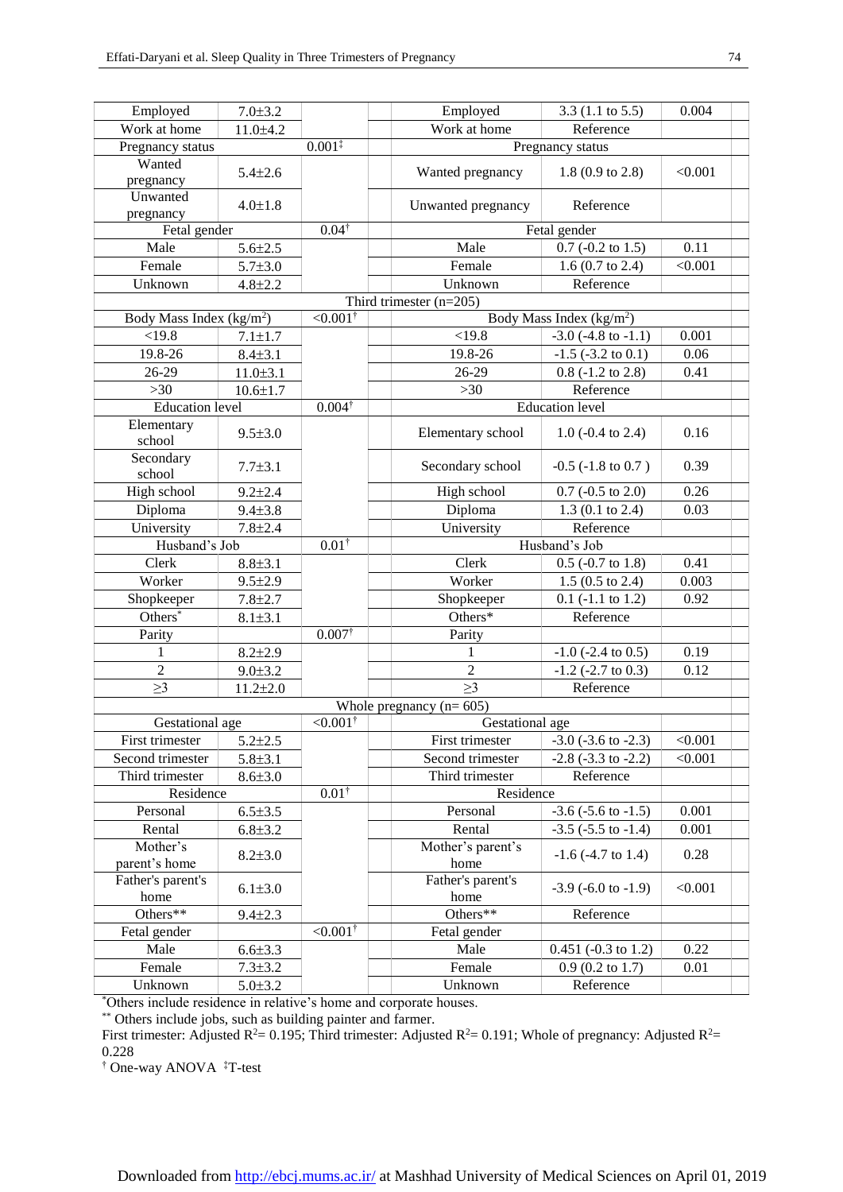| | | | | | | | |
|---|---|---|---|---|---|---|---|
| Employed | 7.0±3.2 | | | Employed | 3.3 (1.1 to 5.5) | 0.004 | |
| Work at home | 11.0±4.2 | | | Work at home | Reference | | |
| Pregnancy status | | 0.001‡ | | Pregnancy status | | | |
| Wanted pregnancy | 5.4±2.6 | | | Wanted pregnancy | 1.8 (0.9 to 2.8) | <0.001 | |
| Unwanted pregnancy | 4.0±1.8 | | | Unwanted pregnancy | Reference | | |
| Fetal gender | | 0.04† | | Fetal gender | | | |
| Male | 5.6±2.5 | | | Male | 0.7 (-0.2 to 1.5) | 0.11 | |
| Female | 5.7±3.0 | | | Female | 1.6 (0.7 to 2.4) | <0.001 | |
| Unknown | 4.8±2.2 | | | Unknown | Reference | | |
| Third trimester (n=205) | | | | | | | |
| Body Mass Index (kg/m$^2$) | | <0.001† | | Body Mass Index (kg/m$^2$) | | | |
| <19.8 | 7.1±1.7 | | | <19.8 | -3.0 (-4.8 to -1.1) | 0.001 | |
| 19.8-26 | 8.4±3.1 | | | 19.8-26 | -1.5 (-3.2 to 0.1) | 0.06 | |
| 26-29 | 11.0±3.1 | | | 26-29 | 0.8 (-1.2 to 2.8) | 0.41 | |
| >30 | 10.6±1.7 | | | >30 | Reference | | |
| Education level | | 0.004† | | Education level | | | |
| Elementary school | 9.5±3.0 | | | Elementary school | 1.0 (-0.4 to 2.4) | 0.16 | |
| Secondary school | 7.7±3.1 | | | Secondary school | -0.5 (-1.8 to 0.7 ) | 0.39 | |
| High school | 9.2±2.4 | | | High school | 0.7 (-0.5 to 2.0) | 0.26 | |
| Diploma | 9.4±3.8 | | | Diploma | 1.3 (0.1 to 2.4) | 0.03 | |
| University | 7.8±2.4 | | | University | Reference | | |
| Husband's Job | | 0.01† | | Husband's Job | | | |
| Clerk | 8.8±3.1 | | | Clerk | 0.5 (-0.7 to 1.8) | 0.41 | |
| Worker | 9.5±2.9 | | | Worker | 1.5 (0.5 to 2.4) | 0.003 | |
| Shopkeeper | 7.8±2.7 | | | Shopkeeper | 0.1 (-1.1 to 1.2) | 0.92 | |
| Others* | 8.1±3.1 | | | Others* | Reference | | |
| Parity | | 0.007† | | Parity | | | |
| 1 | 8.2±2.9 | | | 1 | -1.0 (-2.4 to 0.5) | 0.19 | |
| 2 | 9.0±3.2 | | | 2 | -1.2 (-2.7 to 0.3) | 0.12 | |
| ≥3 | 11.2±2.0 | | | ≥3 | Reference | | |
| Whole pregnancy (n= 605) | | | | | | | |
| Gestational age | | <0.001† | | Gestational age | | | |
| First trimester | 5.2±2.5 | | | First trimester | -3.0 (-3.6 to -2.3) | <0.001 | |
| Second trimester | 5.8±3.1 | | | Second trimester | -2.8 (-3.3 to -2.2) | <0.001 | |
| Third trimester | 8.6±3.0 | | | Third trimester | Reference | | |
| Residence | | 0.01† | | Residence | | | |
| Personal | 6.5±3.5 | | | Personal | -3.6 (-5.6 to -1.5) | 0.001 | |
| Rental | 6.8±3.2 | | | Rental | -3.5 (-5.5 to -1.4) | 0.001 | |
| Mother's parent's home | 8.2±3.0 | | | Mother's parent's home | -1.6 (-4.7 to 1.4) | 0.28 | |
| Father's parent's home | 6.1±3.0 | | | Father's parent's home | -3.9 (-6.0 to -1.9) | <0.001 | |
| Others** | 9.4±2.3 | | | Others** | Reference | | |
| Fetal gender | | <0.001† | | Fetal gender | | | |
| Male | 6.6±3.3 | | | Male | 0.451 (-0.3 to 1.2) | 0.22 | |
| Female | 7.3±3.2 | | | Female | 0.9 (0.2 to 1.7) | 0.01 | |
| Unknown | 5.0±3.2 | | | Unknown | Reference | | |

*Others include residence in relative's home and corporate houses.

** Others include jobs, such as building painter and farmer.

First trimester: Adjusted $R^2$= 0.195; Third trimester: Adjusted $R^2$= 0.191; Whole of pregnancy: Adjusted $R^2$= 0.228

† One-way ANOVA ‡T-test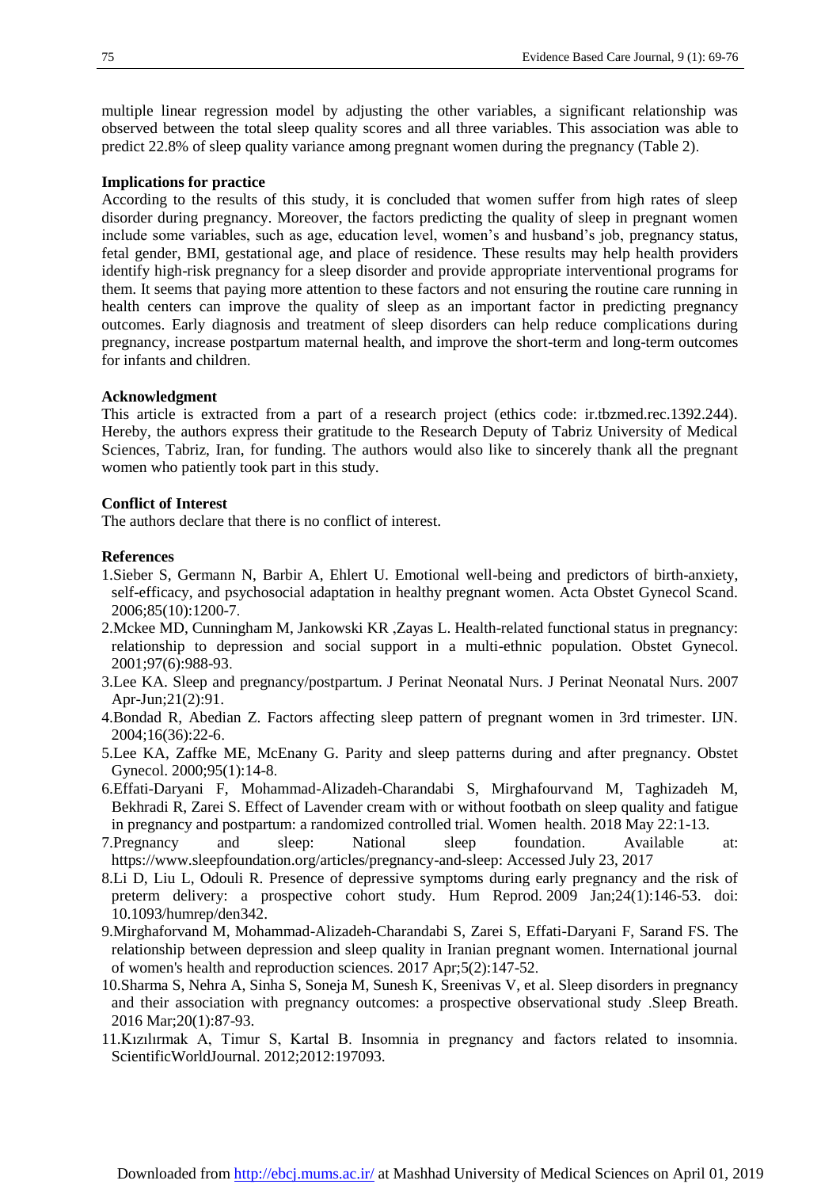multiple linear regression model by adjusting the other variables, a significant relationship was observed between the total sleep quality scores and all three variables. This association was able to predict 22.8% of sleep quality variance among pregnant women during the pregnancy (Table 2).

**Implications for practice**

According to the results of this study, it is concluded that women suffer from high rates of sleep disorder during pregnancy. Moreover, the factors predicting the quality of sleep in pregnant women include some variables, such as age, education level, women's and husband's job, pregnancy status, fetal gender, BMI, gestational age, and place of residence. These results may help health providers identify high-risk pregnancy for a sleep disorder and provide appropriate interventional programs for them. It seems that paying more attention to these factors and not ensuring the routine care running in health centers can improve the quality of sleep as an important factor in predicting pregnancy outcomes. Early diagnosis and treatment of sleep disorders can help reduce complications during pregnancy, increase postpartum maternal health, and improve the short-term and long-term outcomes for infants and children.

**Acknowledgment**

This article is extracted from a part of a research project (ethics code: ir.tbzmed.rec.1392.244). Hereby, the authors express their gratitude to the Research Deputy of Tabriz University of Medical Sciences, Tabriz, Iran, for funding. The authors would also like to sincerely thank all the pregnant women who patiently took part in this study.

**Conflict of Interest**

The authors declare that there is no conflict of interest.

**References**

1. Sieber S, Germann N, Barbir A, Ehlert U. Emotional well-being and predictors of birth-anxiety, self-efficacy, and psychosocial adaptation in healthy pregnant women. Acta Obstet Gynecol Scand. 2006;85(10):1200-7.
2. Mckee MD, Cunningham M, Jankowski KR ,Zayas L. Health-related functional status in pregnancy: relationship to depression and social support in a multi-ethnic population. Obstet Gynecol. 2001;97(6):988-93.
3. Lee KA. Sleep and pregnancy/postpartum. J Perinat Neonatal Nurs. J Perinat Neonatal Nurs. 2007 Apr-Jun;21(2):91.
4. Bondad R, Abedian Z. Factors affecting sleep pattern of pregnant women in 3rd trimester. IJN. 2004;16(36):22-6.
5. Lee KA, Zaffke ME, McEnany G. Parity and sleep patterns during and after pregnancy. Obstet Gynecol. 2000;95(1):14-8.
6. Effati-Daryani F, Mohammad-Alizadeh-Charandabi S, Mirghafourvand M, Taghizadeh M, Bekhradi R, Zarei S. Effect of Lavender cream with or without footbath on sleep quality and fatigue in pregnancy and postpartum: a randomized controlled trial. Women health. 2018 May 22:1-13.
7. Pregnancy and sleep: National sleep foundation. Available at: https://www.sleepfoundation.org/articles/pregnancy-and-sleep: Accessed July 23, 2017
8. Li D, Liu L, Odouli R. Presence of depressive symptoms during early pregnancy and the risk of preterm delivery: a prospective cohort study. Hum Reprod. 2009 Jan;24(1):146-53. doi: 10.1093/humrep/den342.
9. Mirghaforvand M, Mohammad-Alizadeh-Charandabi S, Zarei S, Effati-Daryani F, Sarand FS. The relationship between depression and sleep quality in Iranian pregnant women. International journal of women's health and reproduction sciences. 2017 Apr;5(2):147-52.
10. Sharma S, Nehra A, Sinha S, Soneja M, Sunesh K, Sreenivas V, et al. Sleep disorders in pregnancy and their association with pregnancy outcomes: a prospective observational study .Sleep Breath. 2016 Mar;20(1):87-93.
11. Kızılırmak A, Timur S, Kartal B. Insomnia in pregnancy and factors related to insomnia. ScientificWorldJournal. 2012;2012:197093.

Downloaded from http://ebcj.mums.ac.ir/ at Mashhad University of Medical Sciences on April 01, 2019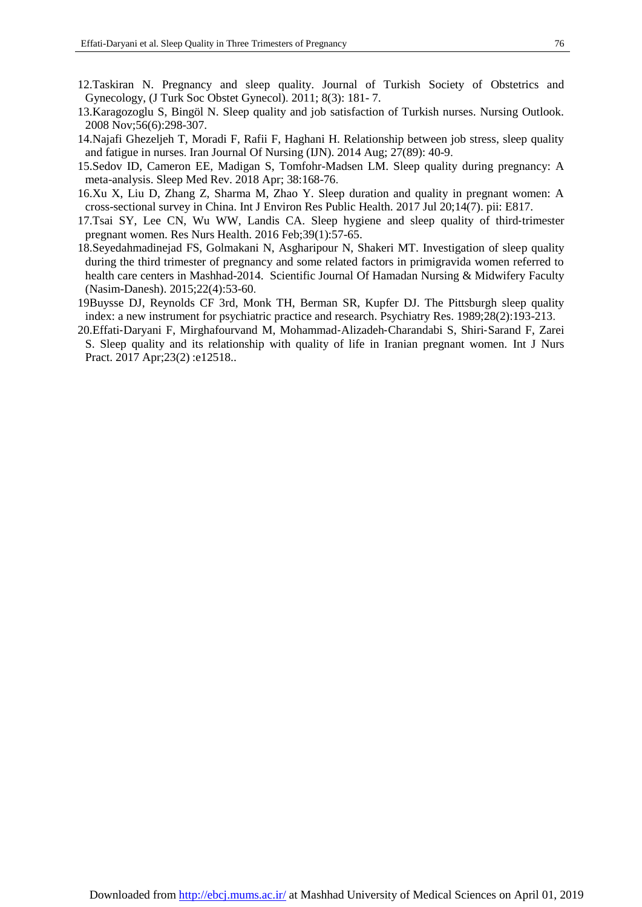12.Taskiran N. Pregnancy and sleep quality. Journal of Turkish Society of Obstetrics and Gynecology, (J Turk Soc Obstet Gynecol). 2011; 8(3): 181- 7.

13.Karagozoglu S, Bingöl N. Sleep quality and job satisfaction of Turkish nurses. Nursing Outlook. 2008 Nov;56(6):298-307.

14.Najafi Ghezeljeh T, Moradi F, Rafii F, Haghani H. Relationship between job stress, sleep quality and fatigue in nurses. Iran Journal Of Nursing (IJN). 2014 Aug; 27(89): 40-9.

15.Sedov ID, Cameron EE, Madigan S, Tomfohr-Madsen LM. Sleep quality during pregnancy: A meta-analysis. Sleep Med Rev. 2018 Apr; 38:168-76.

16.Xu X, Liu D, Zhang Z, Sharma M, Zhao Y. Sleep duration and quality in pregnant women: A cross-sectional survey in China. Int J Environ Res Public Health. 2017 Jul 20;14(7). pii: E817.

17.Tsai SY, Lee CN, Wu WW, Landis CA. Sleep hygiene and sleep quality of third-trimester pregnant women. Res Nurs Health. 2016 Feb;39(1):57-65.

18.Seyedahmadinejad FS, Golmakani N, Asgharipour N, Shakeri MT. Investigation of sleep quality during the third trimester of pregnancy and some related factors in primigravida women referred to health care centers in Mashhad-2014. Scientific Journal Of Hamadan Nursing & Midwifery Faculty (Nasim-Danesh). 2015;22(4):53-60.

19Buysse DJ, Reynolds CF 3rd, Monk TH, Berman SR, Kupfer DJ. The Pittsburgh sleep quality index: a new instrument for psychiatric practice and research. Psychiatry Res. 1989;28(2):193-213.

20.Effati-Daryani F, Mirghafourvand M, Mohammad-Alizadeh-Charandabi S, Shiri-Sarand F, Zarei S. Sleep quality and its relationship with quality of life in Iranian pregnant women. Int J Nurs Pract. 2017 Apr;23(2) :e12518..